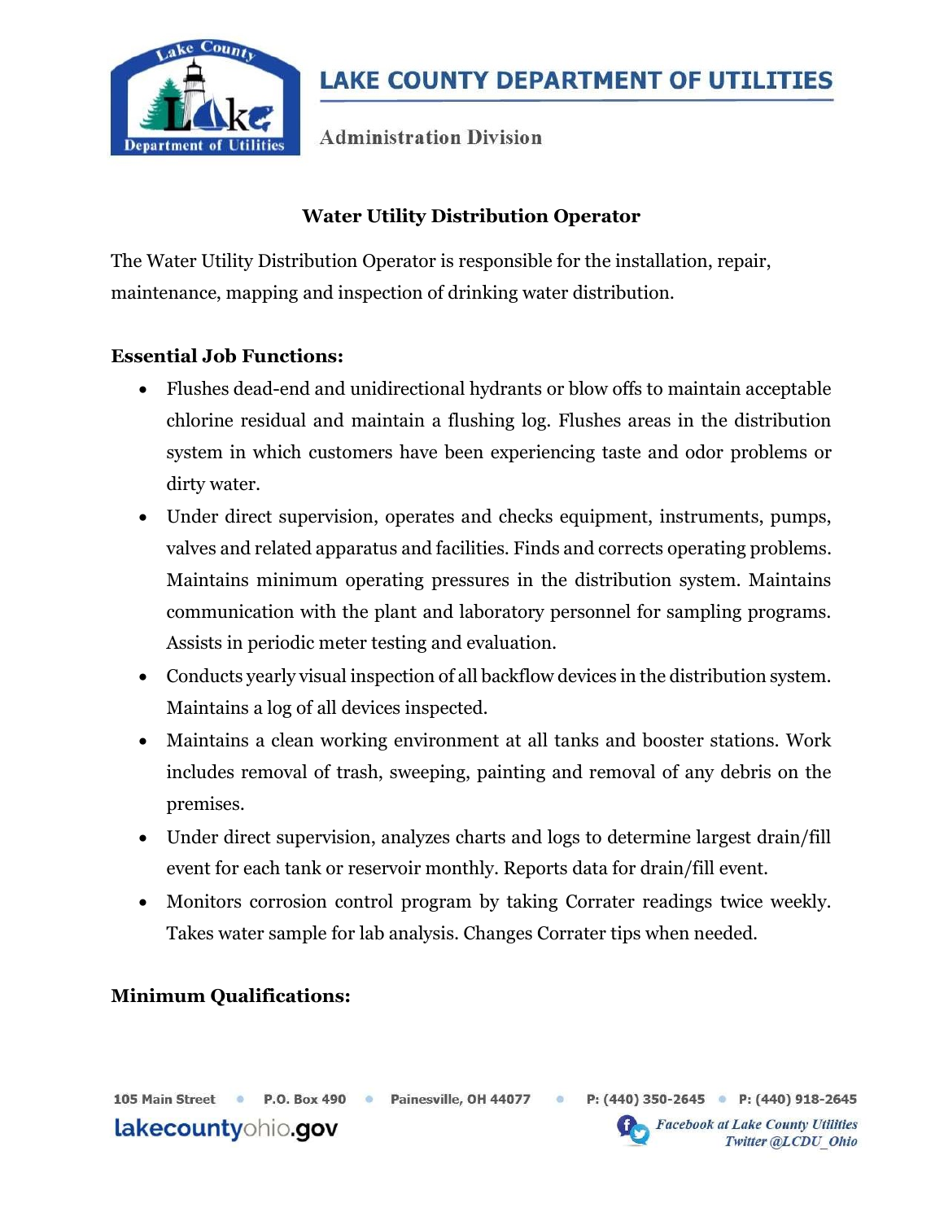# LAKE COUNTY DEPARTMENT OF UTILITIES

Administration Division

## Water Utility Distribution Operator

The Water Utility Distribution Operator is responsible for the installation, repair, maintenance, mapping and inspection of drinking water distribution.

### Essential Job Functions:

- Flushes dead-end and unidirectional hydrants or blow offs to maintain acceptable chlorine residual and maintain a flushing log. Flushes areas in the distribution system in which customers have been experiencing taste and odor problems or dirty water.
- Under direct supervision, operates and checks equipment, instruments, pumps, valves and related apparatus and facilities. Finds and corrects operating problems. Maintains minimum operating pressures in the distribution system. Maintains communication with the plant and laboratory personnel for sampling programs. Assists in periodic meter testing and evaluation.
- Conducts yearly visual inspection of all backflow devices in the distribution system. Maintains a log of all devices inspected.
- Maintains a clean working environment at all tanks and booster stations. Work includes removal of trash, sweeping, painting and removal of any debris on the premises.
- Under direct supervision, analyzes charts and logs to determine largest drain/fill event for each tank or reservoir monthly. Reports data for drain/fill event.
- Monitors corrosion control program by taking Corrater readings twice weekly. Takes water sample for lab analysis. Changes Corrater tips when needed.

### Minimum Qualifications: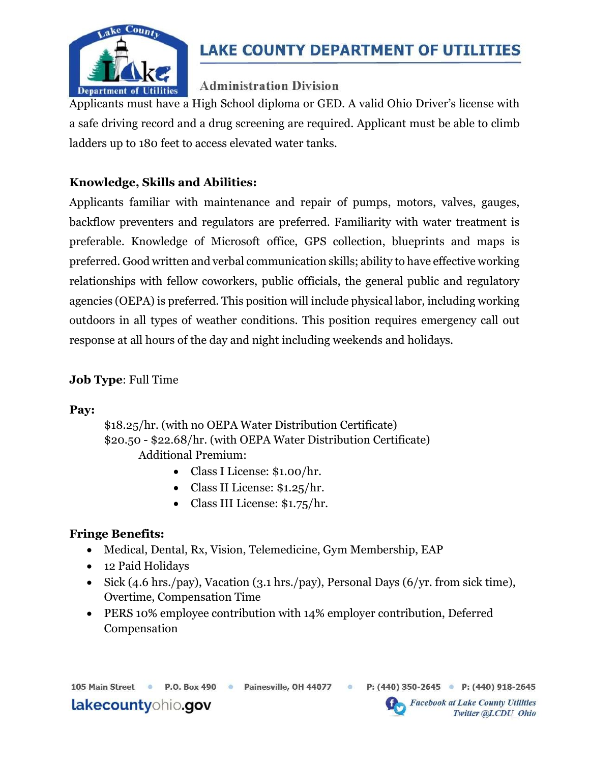Applicants must have a High School diploma or GED. A valid Ohio Driver's license with a safe driving record and a drug screening are required. Applicant must be able to climb ladders up to 180 feet to access elevated water tanks.

**Knowledge, Skills and Abilities:**

Applicants familiar with maintenance and repair of pumps, motors, valves, gauges, backflow preventers and regulators are preferred. Familiarity with water treatment is preferable. Knowledge of Microsoft office, GPS collection, blueprints and maps is preferred. Good written and verbal communication skills; ability to have effective working relationships with fellow coworkers, public officials, the general public and regulatory agencies (OEPA) is preferred. This position will include physical labor, including working outdoors in all types of weather conditions. This position requires emergency call out response at all hours of the day and night including weekends and holidays.

**Job Type**: Full Time

**Pay:**

$18.25/hr. (with no OEPA Water Distribution Certificate)
$20.50 - $22.68/hr. (with OEPA Water Distribution Certificate)

Additional Premium:

- Class I License: $1.00/hr.
- Class II License: $1.25/hr.
- Class III License: $1.75/hr.

**Fringe Benefits:**

- Medical, Dental, Rx, Vision, Telemedicine, Gym Membership, EAP
- 12 Paid Holidays
- Sick (4.6 hrs./pay), Vacation (3.1 hrs./pay), Personal Days (6/yr. from sick time), Overtime, Compensation Time
- PERS 10% employee contribution with 14% employer contribution, Deferred Compensation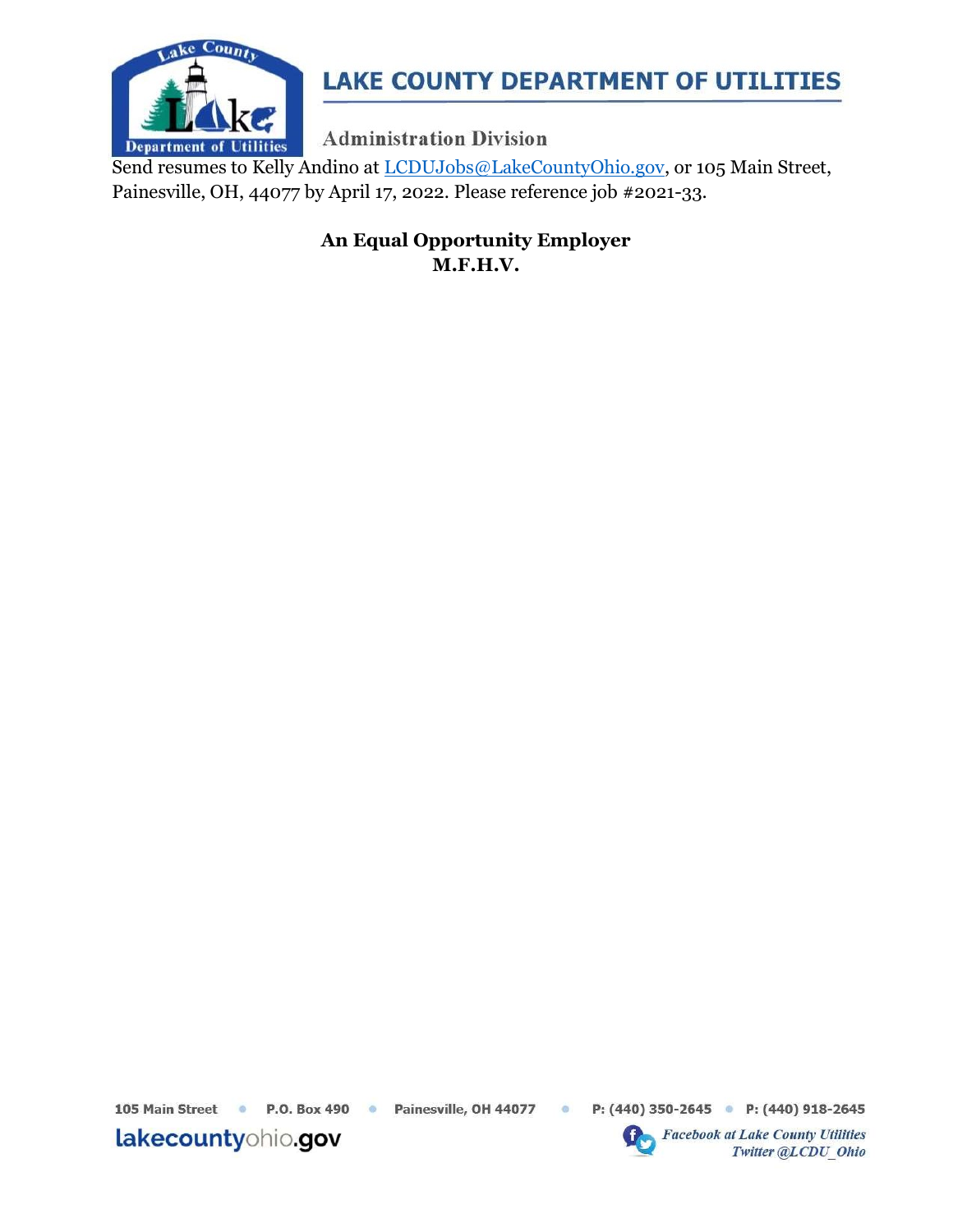Send resumes to Kelly Andino at LCDUJobs@LakeCountyOhio.gov, or 105 Main Street, Painesville, OH, 44077 by April 17, 2022. Please reference job #2021-33.

**An Equal Opportunity Employer**
**M.F.H.V.**